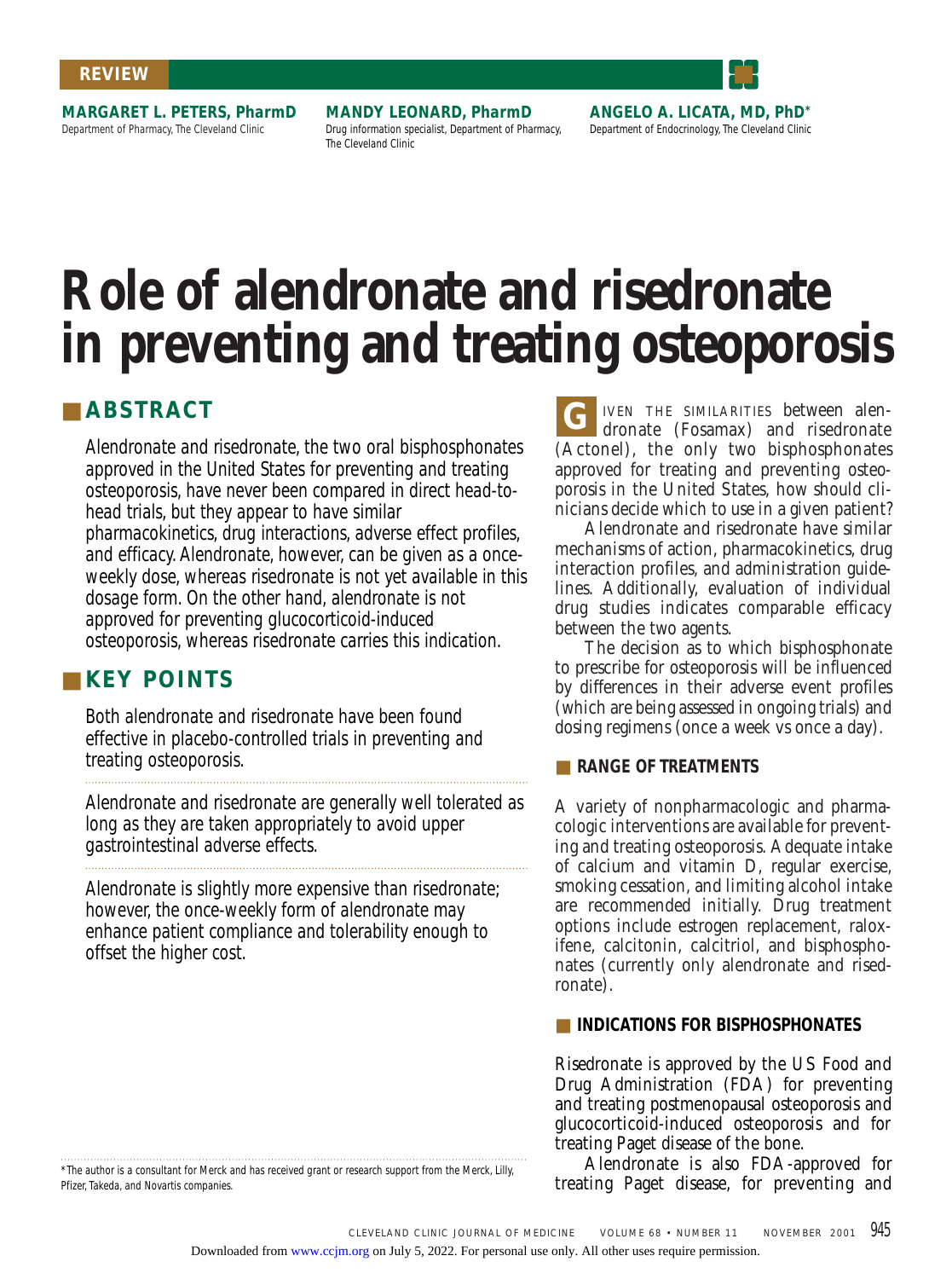REVIEW

**MARGARET L. PETERS, PharmD**
Department of Pharmacy, The Cleveland Clinic

**MANDY LEONARD, PharmD**
Drug information specialist, Department of Pharmacy, The Cleveland Clinic

**ANGELO A. LICATA, MD, PhD***
Department of Endocrinology, The Cleveland Clinic

# Role of alendronate and risedronate in preventing and treating osteoporosis

## ABSTRACT

Alendronate and risedronate, the two oral bisphosphonates approved in the United States for preventing and treating osteoporosis, have never been compared in direct head-to-head trials, but they appear to have similar pharmacokinetics, drug interactions, adverse effect profiles, and efficacy. Alendronate, however, can be given as a once-weekly dose, whereas risedronate is not yet available in this dosage form. On the other hand, alendronate is not approved for preventing glucocorticoid-induced osteoporosis, whereas risedronate carries this indication.

## KEY POINTS

Both alendronate and risedronate have been found effective in placebo-controlled trials in preventing and treating osteoporosis.

Alendronate and risedronate are generally well tolerated as long as they are taken appropriately to avoid upper gastrointestinal adverse effects.

Alendronate is slightly more expensive than risedronate; however, the once-weekly form of alendronate may enhance patient compliance and tolerability enough to offset the higher cost.

*The author is a consultant for Merck and has received grant or research support from the Merck, Lilly, Pfizer, Takeda, and Novartis companies.

GIVEN THE SIMILARITIES between alendronate (Fosamax) and risedronate (Actonel), the only two bisphosphonates approved for treating and preventing osteoporosis in the United States, how should clinicians decide which to use in a given patient?

Alendronate and risedronate have similar mechanisms of action, pharmacokinetics, drug interaction profiles, and administration guidelines. Additionally, evaluation of individual drug studies indicates comparable efficacy between the two agents.

The decision as to which bisphosphonate to prescribe for osteoporosis will be influenced by differences in their adverse event profiles (which are being assessed in ongoing trials) and dosing regimens (once a week vs once a day).

### RANGE OF TREATMENTS

A variety of nonpharmacologic and pharmacologic interventions are available for preventing and treating osteoporosis. Adequate intake of calcium and vitamin D, regular exercise, smoking cessation, and limiting alcohol intake are recommended initially. Drug treatment options include estrogen replacement, raloxifene, calcitonin, calcitriol, and bisphosphonates (currently only alendronate and risedronate).

### INDICATIONS FOR BISPHOSPHONATES

Risedronate is approved by the US Food and Drug Administration (FDA) for preventing and treating postmenopausal osteoporosis and glucocorticoid-induced osteoporosis and for treating Paget disease of the bone.

Alendronate is also FDA-approved for treating Paget disease, for preventing and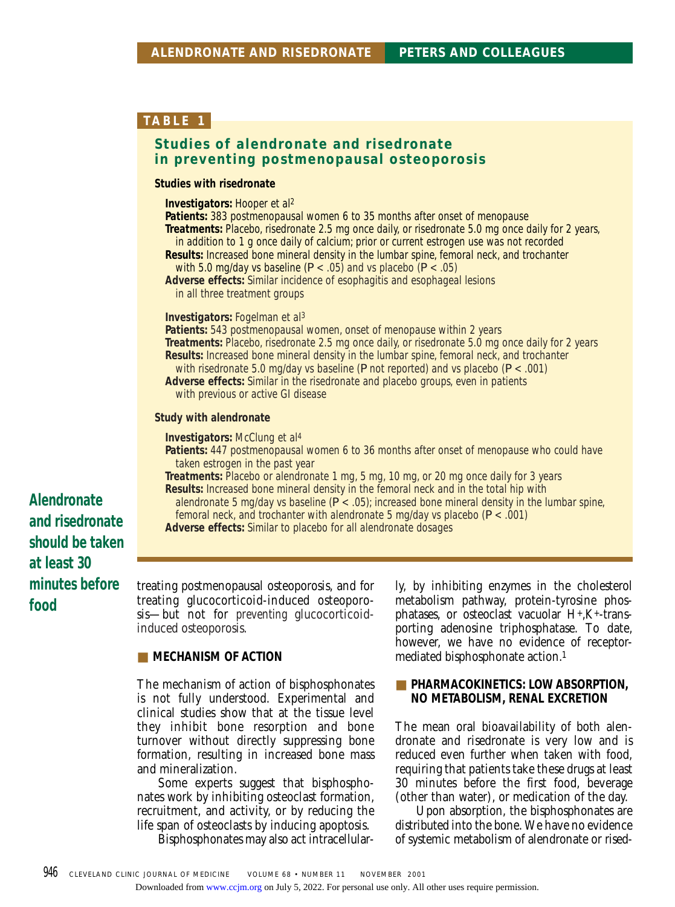**TABLE 1**

## Studies of alendronate and risedronate in preventing postmenopausal osteoporosis

**Studies with risedronate**

**Investigators:** Hooper et al[2]
**Patients:** 383 postmenopausal women 6 to 35 months after onset of menopause
**Treatments:** Placebo, risedronate 2.5 mg once daily, or risedronate 5.0 mg once daily for 2 years, in addition to 1 g once daily of calcium; prior or current estrogen use was not recorded
**Results:** Increased bone mineral density in the lumbar spine, femoral neck, and trochanter with 5.0 mg/day vs baseline ($P < .05$) and vs placebo ($P < .05$)
**Adverse effects:** Similar incidence of esophagitis and esophageal lesions in all three treatment groups

**Investigators:** Fogelman et al[3]
**Patients:** 543 postmenopausal women, onset of menopause within 2 years
**Treatments:** Placebo, risedronate 2.5 mg once daily, or risedronate 5.0 mg once daily for 2 years
**Results:** Increased bone mineral density in the lumbar spine, femoral neck, and trochanter with risedronate 5.0 mg/day vs baseline (P not reported) and vs placebo ($P < .001$)
**Adverse effects:** Similar in the risedronate and placebo groups, even in patients with previous or active GI disease

**Study with alendronate**

**Investigators:** McClung et al[4]
**Patients:** 447 postmenopausal women 6 to 36 months after onset of menopause who could have taken estrogen in the past year
**Treatments:** Placebo or alendronate 1 mg, 5 mg, 10 mg, or 20 mg once daily for 3 years
**Results:** Increased bone mineral density in the femoral neck and in the total hip with alendronate 5 mg/day vs baseline ($P < .05$); increased bone mineral density in the lumbar spine, femoral neck, and trochanter with alendronate 5 mg/day vs placebo ($P < .001$)
**Adverse effects:** Similar to placebo for all alendronate dosages

**Alendronate and risedronate should be taken at least 30 minutes before food**

treating postmenopausal osteoporosis, and for treating glucocorticoid-induced osteoporosis—but not for *preventing* glucocorticoid-induced osteoporosis.

## MECHANISM OF ACTION

The mechanism of action of bisphosphonates is not fully understood. Experimental and clinical studies show that at the tissue level they inhibit bone resorption and bone turnover without directly suppressing bone formation, resulting in increased bone mass and mineralization.

Some experts suggest that bisphosphonates work by inhibiting osteoclast formation, recruitment, and activity, or by reducing the life span of osteoclasts by inducing apoptosis.

Bisphosphonates may also act intracellularly, by inhibiting enzymes in the cholesterol metabolism pathway, protein-tyrosine phosphatases, or osteoclast vacuolar $H^+$,$K^+$-transporting adenosine triphosphatase. To date, however, we have no evidence of receptor-mediated bisphosphonate action.[1]

## PHARMACOKINETICS: LOW ABSORPTION, NO METABOLISM, RENAL EXCRETION

The mean oral bioavailability of both alendronate and risedronate is very low and is reduced even further when taken with food, requiring that patients take these drugs at least 30 minutes before the first food, beverage (other than water), or medication of the day.

Upon absorption, the bisphosphonates are distributed into the bone. We have no evidence of systemic metabolism of alendronate or rised-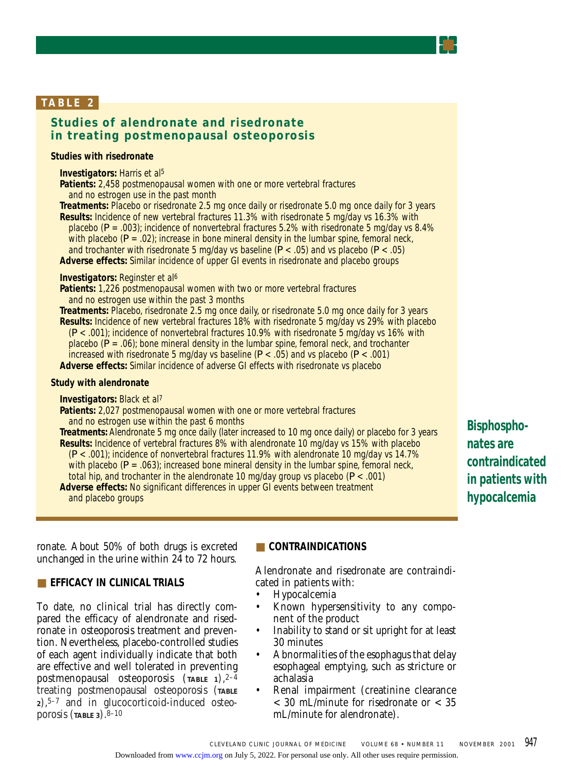**TABLE 2**

## Studies of alendronate and risedronate in treating postmenopausal osteoporosis

**Studies with risedronate**

**Investigators:** Harris et al[5]
**Patients:** 2,458 postmenopausal women with one or more vertebral fractures and no estrogen use in the past month
**Treatments:** Placebo or risedronate 2.5 mg once daily or risedronate 5.0 mg once daily for 3 years
**Results:** Incidence of new vertebral fractures 11.3% with risedronate 5 mg/day vs 16.3% with placebo ($P = .003$); incidence of nonvertebral fractures 5.2% with risedronate 5 mg/day vs 8.4% with placebo ($P = .02$); increase in bone mineral density in the lumbar spine, femoral neck, and trochanter with risedronate 5 mg/day vs baseline ($P < .05$) and vs placebo ($P < .05$)
**Adverse effects:** Similar incidence of upper GI events in risedronate and placebo groups

**Investigators:** Reginster et al[6]
**Patients:** 1,226 postmenopausal women with two or more vertebral fractures and no estrogen use within the past 3 months
**Treatments:** Placebo, risedronate 2.5 mg once daily, or risedronate 5.0 mg once daily for 3 years
**Results:** Incidence of new vertebral fractures 18% with risedronate 5 mg/day vs 29% with placebo ($P < .001$); incidence of nonvertebral fractures 10.9% with risedronate 5 mg/day vs 16% with placebo ($P = .06$); bone mineral density in the lumbar spine, femoral neck, and trochanter increased with risedronate 5 mg/day vs baseline ($P < .05$) and vs placebo ($P < .001$)
**Adverse effects:** Similar incidence of adverse GI effects with risedronate vs placebo

**Study with alendronate**

**Investigators:** Black et al[7]
**Patients:** 2,027 postmenopausal women with one or more vertebral fractures and no estrogen use within the past 6 months
**Treatments:** Alendronate 5 mg once daily (later increased to 10 mg once daily) or placebo for 3 years
**Results:** Incidence of vertebral fractures 8% with alendronate 10 mg/day vs 15% with placebo ($P < .001$); incidence of nonvertebral fractures 11.9% with alendronate 10 mg/day vs 14.7% with placebo ($P = .063$); increased bone mineral density in the lumbar spine, femoral neck, total hip, and trochanter in the alendronate 10 mg/day group vs placebo ($P < .001$)
**Adverse effects:** No significant differences in upper GI events between treatment and placebo groups

**Bisphosphonates are contraindicated in patients with hypocalcemia**

ronate. About 50% of both drugs is excreted unchanged in the urine within 24 to 72 hours.

## EFFICACY IN CLINICAL TRIALS

To date, no clinical trial has directly compared the efficacy of alendronate and risedronate in osteoporosis treatment and prevention. Nevertheless, placebo-controlled studies of each agent individually indicate that both are effective and well tolerated in preventing postmenopausal osteoporosis (TABLE 1),[2–4] treating postmenopausal osteoporosis (TABLE 2),[5–7] and in glucocorticoid-induced osteoporosis (TABLE 3).[8–10]

## CONTRAINDICATIONS

Alendronate and risedronate are contraindicated in patients with:

- Hypocalcemia
- Known hypersensitivity to any component of the product
- Inability to stand or sit upright for at least 30 minutes
- Abnormalities of the esophagus that delay esophageal emptying, such as stricture or achalasia
- Renal impairment (creatinine clearance < 30 mL/minute for risedronate or < 35 mL/minute for alendronate).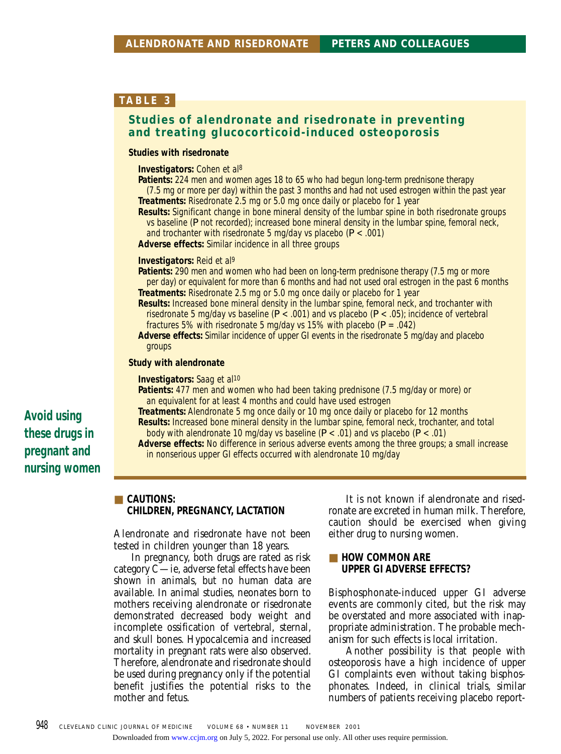**TABLE 3**

## Studies of alendronate and risedronate in preventing and treating glucocorticoid-induced osteoporosis

**Studies with risedronate**

**Investigators:** Cohen et al[8]
**Patients:** 224 men and women ages 18 to 65 who had begun long-term prednisone therapy (7.5 mg or more per day) within the past 3 months and had not used estrogen within the past year
**Treatments:** Risedronate 2.5 mg or 5.0 mg once daily or placebo for 1 year
**Results:** Significant change in bone mineral density of the lumbar spine in both risedronate groups vs baseline (*P* not recorded); increased bone mineral density in the lumbar spine, femoral neck, and trochanter with risedronate 5 mg/day vs placebo ($P < .001$)
**Adverse effects:** Similar incidence in all three groups

**Investigators:** Reid et al[9]
**Patients:** 290 men and women who had been on long-term prednisone therapy (7.5 mg or more per day) or equivalent for more than 6 months and had not used oral estrogen in the past 6 months
**Treatments:** Risedronate 2.5 mg or 5.0 mg once daily or placebo for 1 year
**Results:** Increased bone mineral density in the lumbar spine, femoral neck, and trochanter with risedronate 5 mg/day vs baseline ($P < .001$) and vs placebo ($P < .05$); incidence of vertebral fractures 5% with risedronate 5 mg/day vs 15% with placebo ($P = .042$)
**Adverse effects:** Similar incidence of upper GI events in the risedronate 5 mg/day and placebo groups

**Study with alendronate**

**Investigators:** Saag et al[10]
**Patients:** 477 men and women who had been taking prednisone (7.5 mg/day or more) or an equivalent for at least 4 months and could have used estrogen
**Treatments:** Alendronate 5 mg once daily or 10 mg once daily or placebo for 12 months
**Results:** Increased bone mineral density in the lumbar spine, femoral neck, trochanter, and total body with alendronate 10 mg/day vs baseline ($P < .01$) and vs placebo ($P < .01$)
**Adverse effects:** No difference in serious adverse events among the three groups; a small increase in nonserious upper GI effects occurred with alendronate 10 mg/day

**Avoid using these drugs in pregnant and nursing women**

## CAUTIONS: CHILDREN, PREGNANCY, LACTATION

Alendronate and risedronate have not been tested in children younger than 18 years.

In pregnancy, both drugs are rated as risk category C—ie, adverse fetal effects have been shown in animals, but no human data are available. In animal studies, neonates born to mothers receiving alendronate or risedronate demonstrated decreased body weight and incomplete ossification of vertebral, sternal, and skull bones. Hypocalcemia and increased mortality in pregnant rats were also observed. Therefore, alendronate and risedronate should be used during pregnancy only if the potential benefit justifies the potential risks to the mother and fetus.

It is not known if alendronate and risedronate are excreted in human milk. Therefore, caution should be exercised when giving either drug to nursing women.

## HOW COMMON ARE UPPER GI ADVERSE EFFECTS?

Bisphosphonate-induced upper GI adverse events are commonly cited, but the risk may be overstated and more associated with inappropriate administration. The probable mechanism for such effects is local irritation.

Another possibility is that people with osteoporosis have a high incidence of upper GI complaints even without taking bisphosphonates. Indeed, in clinical trials, similar numbers of patients receiving placebo report-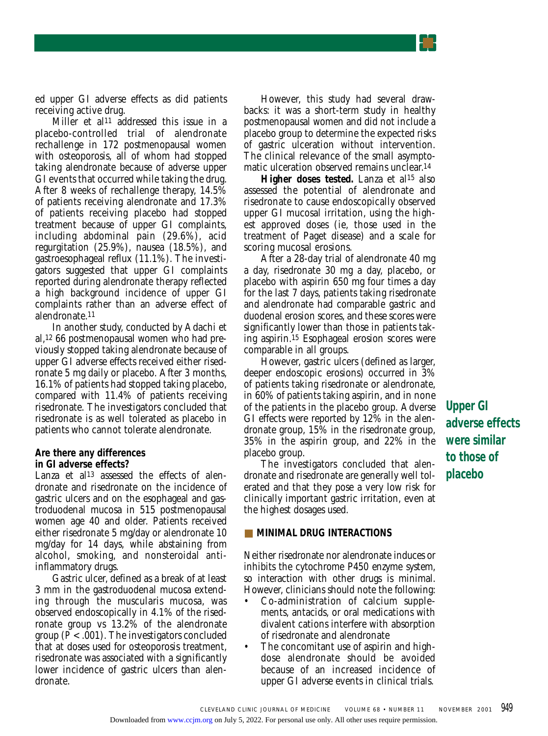ed upper GI adverse effects as did patients receiving active drug.

Miller et al[11] addressed this issue in a placebo-controlled trial of alendronate rechallenge in 172 postmenopausal women with osteoporosis, all of whom had stopped taking alendronate because of adverse upper GI events that occurred while taking the drug. After 8 weeks of rechallenge therapy, 14.5% of patients receiving alendronate and 17.3% of patients receiving placebo had stopped treatment because of upper GI complaints, including abdominal pain (29.6%), acid regurgitation (25.9%), nausea (18.5%), and gastroesophageal reflux (11.1%). The investigators suggested that upper GI complaints reported during alendronate therapy reflected a high background incidence of upper GI complaints rather than an adverse effect of alendronate.[11]

In another study, conducted by Adachi et al,[12] 66 postmenopausal women who had previously stopped taking alendronate because of upper GI adverse effects received either risedronate 5 mg daily or placebo. After 3 months, 16.1% of patients had stopped taking placebo, compared with 11.4% of patients receiving risedronate. The investigators concluded that risedronate is as well tolerated as placebo in patients who cannot tolerate alendronate.

### Are there any differences in GI adverse effects?

Lanza et al[13] assessed the effects of alendronate and risedronate on the incidence of gastric ulcers and on the esophageal and gastroduodenal mucosa in 515 postmenopausal women age 40 and older. Patients received either risedronate 5 mg/day or alendronate 10 mg/day for 14 days, while abstaining from alcohol, smoking, and nonsteroidal anti-inflammatory drugs.

Gastric ulcer, defined as a break of at least 3 mm in the gastroduodenal mucosa extending through the muscularis mucosa, was observed endoscopically in 4.1% of the risedronate group vs 13.2% of the alendronate group ($P < .001$). The investigators concluded that at doses used for osteoporosis treatment, risedronate was associated with a significantly lower incidence of gastric ulcers than alendronate.

However, this study had several drawbacks: it was a short-term study in healthy postmenopausal women and did not include a placebo group to determine the expected risks of gastric ulceration without intervention. The clinical relevance of the small asymptomatic ulceration observed remains unclear.[14]

**Higher doses tested.** Lanza et al[15] also assessed the potential of alendronate and risedronate to cause endoscopically observed upper GI mucosal irritation, using the highest approved doses (ie, those used in the treatment of Paget disease) and a scale for scoring mucosal erosions.

After a 28-day trial of alendronate 40 mg a day, risedronate 30 mg a day, placebo, or placebo with aspirin 650 mg four times a day for the last 7 days, patients taking risedronate and alendronate had comparable gastric and duodenal erosion scores, and these scores were significantly lower than those in patients taking aspirin.[15] Esophageal erosion scores were comparable in all groups.

However, gastric ulcers (defined as larger, deeper endoscopic erosions) occurred in 3% of patients taking risedronate or alendronate, in 60% of patients taking aspirin, and in none of the patients in the placebo group. Adverse GI effects were reported by 12% in the alendronate group, 15% in the risedronate group, 35% in the aspirin group, and 22% in the placebo group.

**Upper GI adverse effects were similar to those of placebo**

The investigators concluded that alendronate and risedronate are generally well tolerated and that they pose a very low risk for clinically important gastric irritation, even at the highest dosages used.

## MINIMAL DRUG INTERACTIONS

Neither risedronate nor alendronate induces or inhibits the cytochrome P450 enzyme system, so interaction with other drugs is minimal. However, clinicians should note the following:

- Co-administration of calcium supplements, antacids, or oral medications with divalent cations interfere with absorption of risedronate and alendronate
- The concomitant use of aspirin and high-dose alendronate should be avoided because of an increased incidence of upper GI adverse events in clinical trials.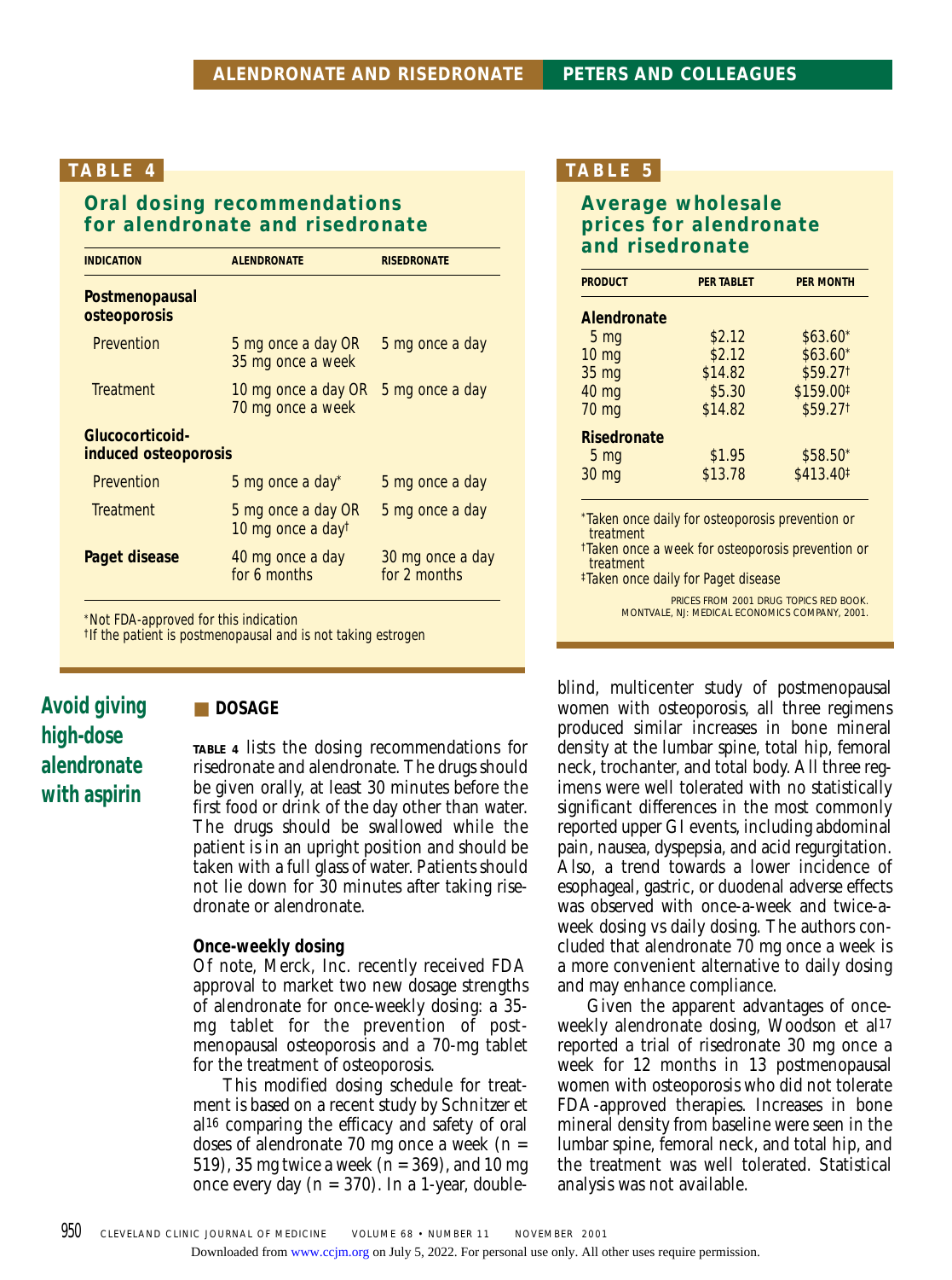**TABLE 4**

**Oral dosing recommendations for alendronate and risedronate**

| INDICATION | ALENDRONATE | RISEDRONATE |
|---|---|---|
| **Postmenopausal osteoporosis** | | |
| Prevention | 5 mg once a day OR 35 mg once a week | 5 mg once a day |
| Treatment | 10 mg once a day OR 70 mg once a week | 5 mg once a day |
| **Glucocorticoid-induced osteoporosis** | | |
| Prevention | 5 mg once a day* | 5 mg once a day |
| Treatment | 5 mg once a day OR 10 mg once a day† | 5 mg once a day |
| **Paget disease** | 40 mg once a day for 6 months | 30 mg once a day for 2 months |

*Not FDA-approved for this indication
†If the patient is postmenopausal and is not taking estrogen

**TABLE 5**

**Average wholesale prices for alendronate and risedronate**

| PRODUCT | PER TABLET | PER MONTH |
|---|---|---|
| **Alendronate** | | |
| 5 mg | $2.12 | $63.60* |
| 10 mg | $2.12 | $63.60* |
| 35 mg | $14.82 | $59.27† |
| 40 mg | $5.30 | $159.00‡ |
| 70 mg | $14.82 | $59.27† |
| **Risedronate** | | |
| 5 mg | $1.95 | $58.50* |
| 30 mg | $13.78 | $413.40‡ |

*Taken once daily for osteoporosis prevention or treatment
†Taken once a week for osteoporosis prevention or treatment
‡Taken once daily for Paget disease

PRICES FROM 2001 DRUG TOPICS RED BOOK. MONTVALE, NJ: MEDICAL ECONOMICS COMPANY, 2001.

**Avoid giving high-dose alendronate with aspirin**

## DOSAGE

**TABLE 4** lists the dosing recommendations for risedronate and alendronate. The drugs should be given orally, at least 30 minutes before the first food or drink of the day other than water. The drugs should be swallowed while the patient is in an upright position and should be taken with a full glass of water. Patients should not lie down for 30 minutes after taking risedronate or alendronate.

### Once-weekly dosing

Of note, Merck, Inc. recently received FDA approval to market two new dosage strengths of alendronate for once-weekly dosing: a 35-mg tablet for the prevention of postmenopausal osteoporosis and a 70-mg tablet for the treatment of osteoporosis.

This modified dosing schedule for treatment is based on a recent study by Schnitzer et al[16] comparing the efficacy and safety of oral doses of alendronate 70 mg once a week (n = 519), 35 mg twice a week (n = 369), and 10 mg once every day (n = 370). In a 1-year, double-blind, multicenter study of postmenopausal women with osteoporosis, all three regimens produced similar increases in bone mineral density at the lumbar spine, total hip, femoral neck, trochanter, and total body. All three regimens were well tolerated with no statistically significant differences in the most commonly reported upper GI events, including abdominal pain, nausea, dyspepsia, and acid regurgitation. Also, a trend towards a lower incidence of esophageal, gastric, or duodenal adverse effects was observed with once-a-week and twice-a-week dosing vs daily dosing. The authors concluded that alendronate 70 mg once a week is a more convenient alternative to daily dosing and may enhance compliance.

Given the apparent advantages of once-weekly alendronate dosing, Woodson et al[17] reported a trial of risedronate 30 mg once a week for 12 months in 13 postmenopausal women with osteoporosis who did not tolerate FDA-approved therapies. Increases in bone mineral density from baseline were seen in the lumbar spine, femoral neck, and total hip, and the treatment was well tolerated. Statistical analysis was not available.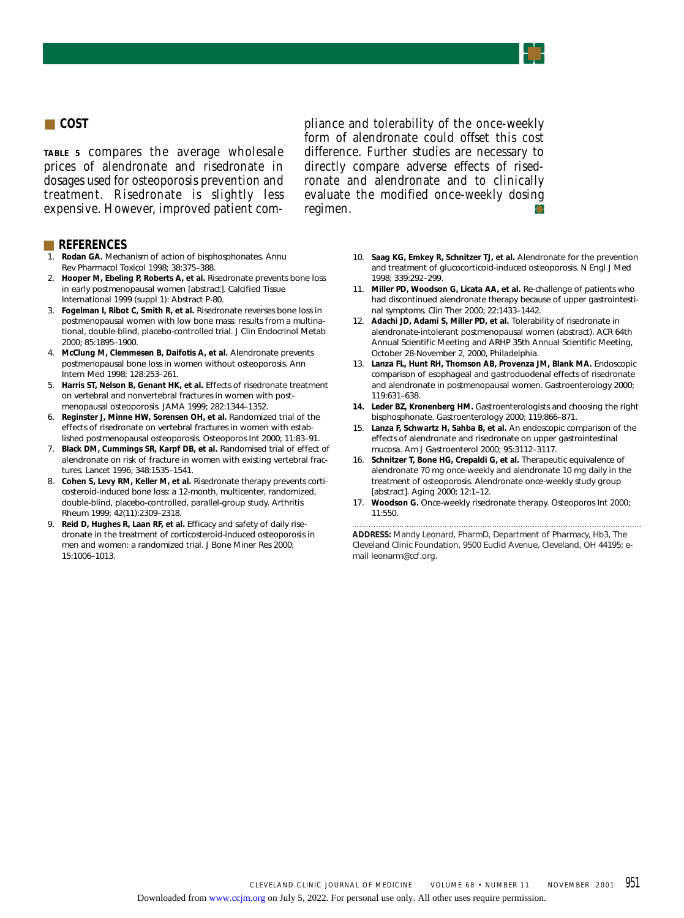## COST

**TABLE 5** compares the average wholesale prices of alendronate and risedronate in dosages used for osteoporosis prevention and treatment. Risedronate is slightly less expensive. However, improved patient compliance and tolerability of the once-weekly form of alendronate could offset this cost difference. Further studies are necessary to directly compare adverse effects of risedronate and alendronate and to clinically evaluate the modified once-weekly dosing regimen.

## REFERENCES

1. **Rodan GA.** Mechanism of action of bisphosphonates. Annu Rev Pharmacol Toxicol 1998; 38:375–388.
2. **Hooper M, Ebeling P, Roberts A, et al.** Risedronate prevents bone loss in early postmenopausal women [abstract]. Calcified Tissue International 1999 (suppl 1): Abstract P-80.
3. **Fogelman I, Ribot C, Smith R, et al.** Risedronate reverses bone loss in postmenopausal women with low bone mass: results from a multinational, double-blind, placebo-controlled trial. J Clin Endocrinol Metab 2000; 85:1895–1900.
4. **McClung M, Clemmesen B, Daifotis A, et al.** Alendronate prevents postmenopausal bone loss in women without osteoporosis. Ann Intern Med 1998; 128:253–261.
5. **Harris ST, Nelson B, Genant HK, et al.** Effects of risedronate treatment on vertebral and nonvertebral fractures in women with postmenopausal osteoporosis. JAMA 1999; 282:1344–1352.
6. **Reginster J, Minne HW, Sorensen OH, et al.** Randomized trial of the effects of risedronate on vertebral fractures in women with established postmenopausal osteoporosis. Osteoporos Int 2000; 11:83–91.
7. **Black DM, Cummings SR, Karpf DB, et al.** Randomised trial of effect of alendronate on risk of fracture in women with existing vertebral fractures. Lancet 1996; 348:1535–1541.
8. **Cohen S, Levy RM, Keller M, et al.** Risedronate therapy prevents corticosteroid-induced bone loss: a 12-month, multicenter, randomized, double-blind, placebo-controlled, parallel-group study. Arthritis Rheum 1999; 42(11):2309–2318.
9. **Reid D, Hughes R, Laan RF, et al.** Efficacy and safety of daily risedronate in the treatment of corticosteroid-induced osteoporosis in men and women: a randomized trial. J Bone Miner Res 2000; 15:1006–1013.
10. **Saag KG, Emkey R, Schnitzer TJ, et al.** Alendronate for the prevention and treatment of glucocorticoid-induced osteoporosis. N Engl J Med 1998; 339:292–299.
11. **Miller PD, Woodson G, Licata AA, et al.** Re-challenge of patients who had discontinued alendronate therapy because of upper gastrointestinal symptoms. Clin Ther 2000; 22:1433–1442.
12. **Adachi JD, Adami S, Miller PD, et al.** Tolerability of risedronate in alendronate-intolerant postmenopausal women (abstract). ACR 64th Annual Scientific Meeting and ARHP 35th Annual Scientific Meeting, October 28-November 2, 2000, Philadelphia.
13. **Lanza FL, Hunt RH, Thomson AB, Provenza JM, Blank MA.** Endoscopic comparison of esophageal and gastroduodenal effects of risedronate and alendronate in postmenopausal women. Gastroenterology 2000; 119:631–638.
14. **Leder BZ, Kronenberg HM.** Gastroenterologists and choosing the right bisphosphonate. Gastroenterology 2000; 119:866–871.
15. **Lanza F, Schwartz H, Sahba B, et al.** An endoscopic comparison of the effects of alendronate and risedronate on upper gastrointestinal mucosa. Am J Gastroenterol 2000; 95:3112–3117.
16. **Schnitzer T, Bone HG, Crepaldi G, et al.** Therapeutic equivalence of alendronate 70 mg once-weekly and alendronate 10 mg daily in the treatment of osteoporosis. Alendronate once-weekly study group [abstract]. Aging 2000; 12:1–12.
17. **Woodson G.** Once-weekly risedronate therapy. Osteoporos Int 2000; 11:550.

**ADDRESS:** Mandy Leonard, PharmD, Department of Pharmacy, Hb3, The Cleveland Clinic Foundation, 9500 Euclid Avenue, Cleveland, OH 44195; e-mail leonarm@ccf.org.